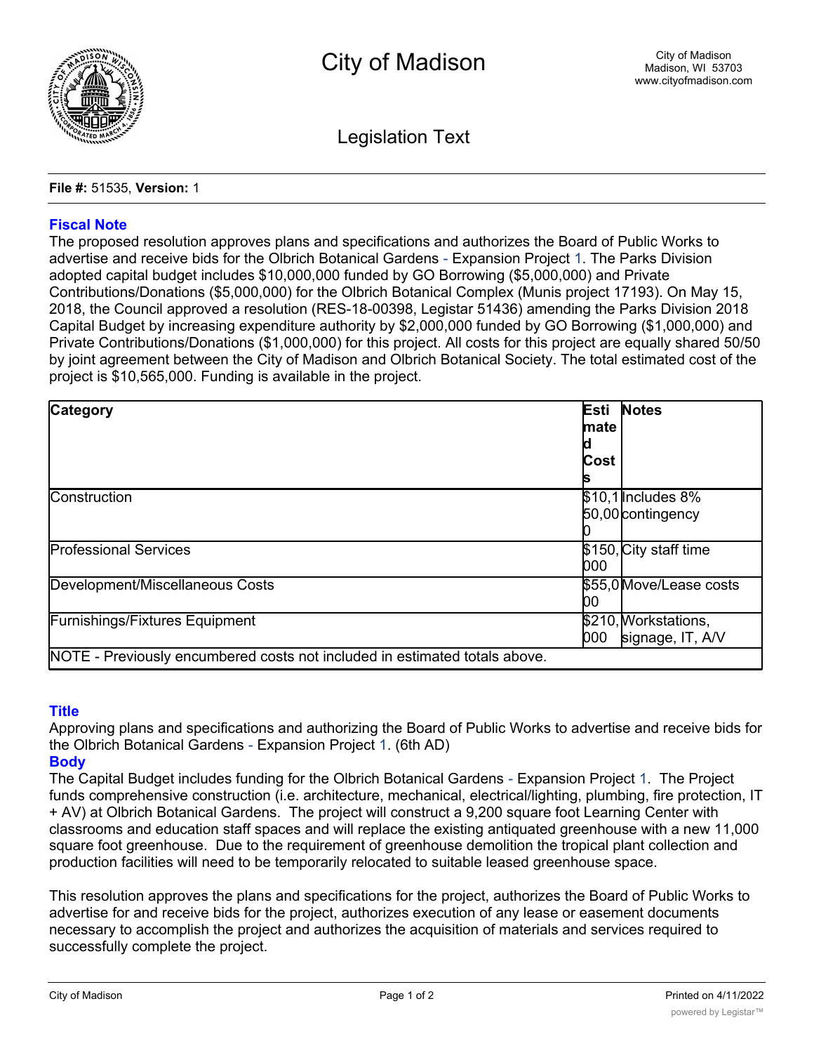# City of Madison

City of Madison
Madison, WI 53703
www.cityofmadison.com

## Legislation Text

**File #:** 51535, **Version:** 1

### Fiscal Note

The proposed resolution approves plans and specifications and authorizes the Board of Public Works to advertise and receive bids for the Olbrich Botanical Gardens - Expansion Project 1. The Parks Division adopted capital budget includes $10,000,000 funded by GO Borrowing ($5,000,000) and Private Contributions/Donations ($5,000,000) for the Olbrich Botanical Complex (Munis project 17193). On May 15, 2018, the Council approved a resolution (RES-18-00398, Legistar 51436) amending the Parks Division 2018 Capital Budget by increasing expenditure authority by $2,000,000 funded by GO Borrowing ($1,000,000) and Private Contributions/Donations ($1,000,000) for this project. All costs for this project are equally shared 50/50 by joint agreement between the City of Madison and Olbrich Botanical Society. The total estimated cost of the project is $10,565,000. Funding is available in the project.

| Category | Estimated Costs | Notes |
|---|---|---|
| Construction | $10,150,000 | Includes 8% contingency |
| Professional Services | $150,000 | City staff time |
| Development/Miscellaneous Costs | $55,000 | Move/Lease costs |
| Furnishings/Fixtures Equipment | $210,000 | Workstations, signage, IT, A/V |
| NOTE - Previously encumbered costs not included in estimated totals above. | | |

### Title

Approving plans and specifications and authorizing the Board of Public Works to advertise and receive bids for the Olbrich Botanical Gardens - Expansion Project 1. (6th AD)

### Body

The Capital Budget includes funding for the Olbrich Botanical Gardens - Expansion Project 1. The Project funds comprehensive construction (i.e. architecture, mechanical, electrical/lighting, plumbing, fire protection, IT + AV) at Olbrich Botanical Gardens. The project will construct a 9,200 square foot Learning Center with classrooms and education staff spaces and will replace the existing antiquated greenhouse with a new 11,000 square foot greenhouse. Due to the requirement of greenhouse demolition the tropical plant collection and production facilities will need to be temporarily relocated to suitable leased greenhouse space.

This resolution approves the plans and specifications for the project, authorizes the Board of Public Works to advertise for and receive bids for the project, authorizes execution of any lease or easement documents necessary to accomplish the project and authorizes the acquisition of materials and services required to successfully complete the project.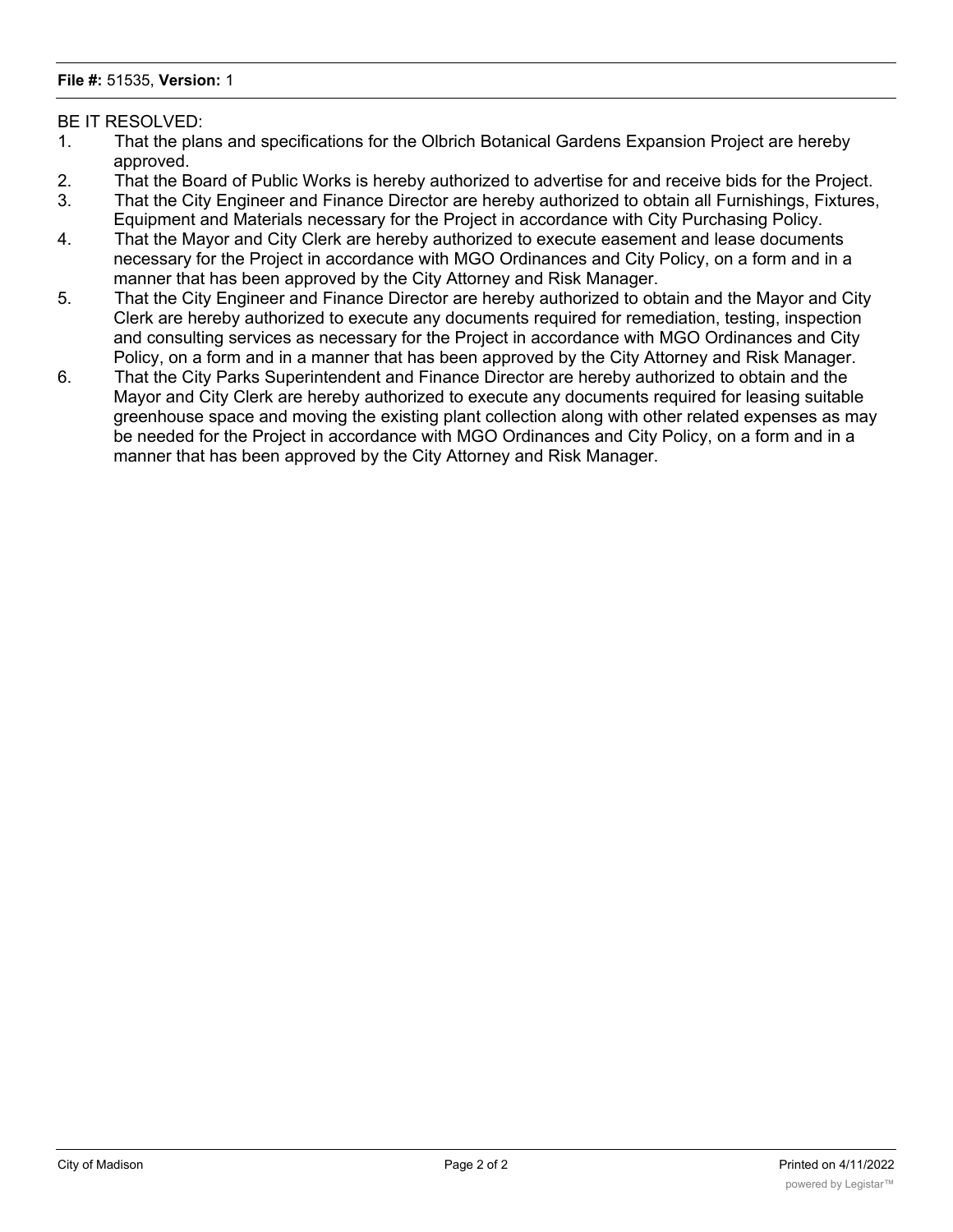**File #:** 51535, **Version:** 1

BE IT RESOLVED:

1. That the plans and specifications for the Olbrich Botanical Gardens Expansion Project are hereby approved.
2. That the Board of Public Works is hereby authorized to advertise for and receive bids for the Project.
3. That the City Engineer and Finance Director are hereby authorized to obtain all Furnishings, Fixtures, Equipment and Materials necessary for the Project in accordance with City Purchasing Policy.
4. That the Mayor and City Clerk are hereby authorized to execute easement and lease documents necessary for the Project in accordance with MGO Ordinances and City Policy, on a form and in a manner that has been approved by the City Attorney and Risk Manager.
5. That the City Engineer and Finance Director are hereby authorized to obtain and the Mayor and City Clerk are hereby authorized to execute any documents required for remediation, testing, inspection and consulting services as necessary for the Project in accordance with MGO Ordinances and City Policy, on a form and in a manner that has been approved by the City Attorney and Risk Manager.
6. That the City Parks Superintendent and Finance Director are hereby authorized to obtain and the Mayor and City Clerk are hereby authorized to execute any documents required for leasing suitable greenhouse space and moving the existing plant collection along with other related expenses as may be needed for the Project in accordance with MGO Ordinances and City Policy, on a form and in a manner that has been approved by the City Attorney and Risk Manager.